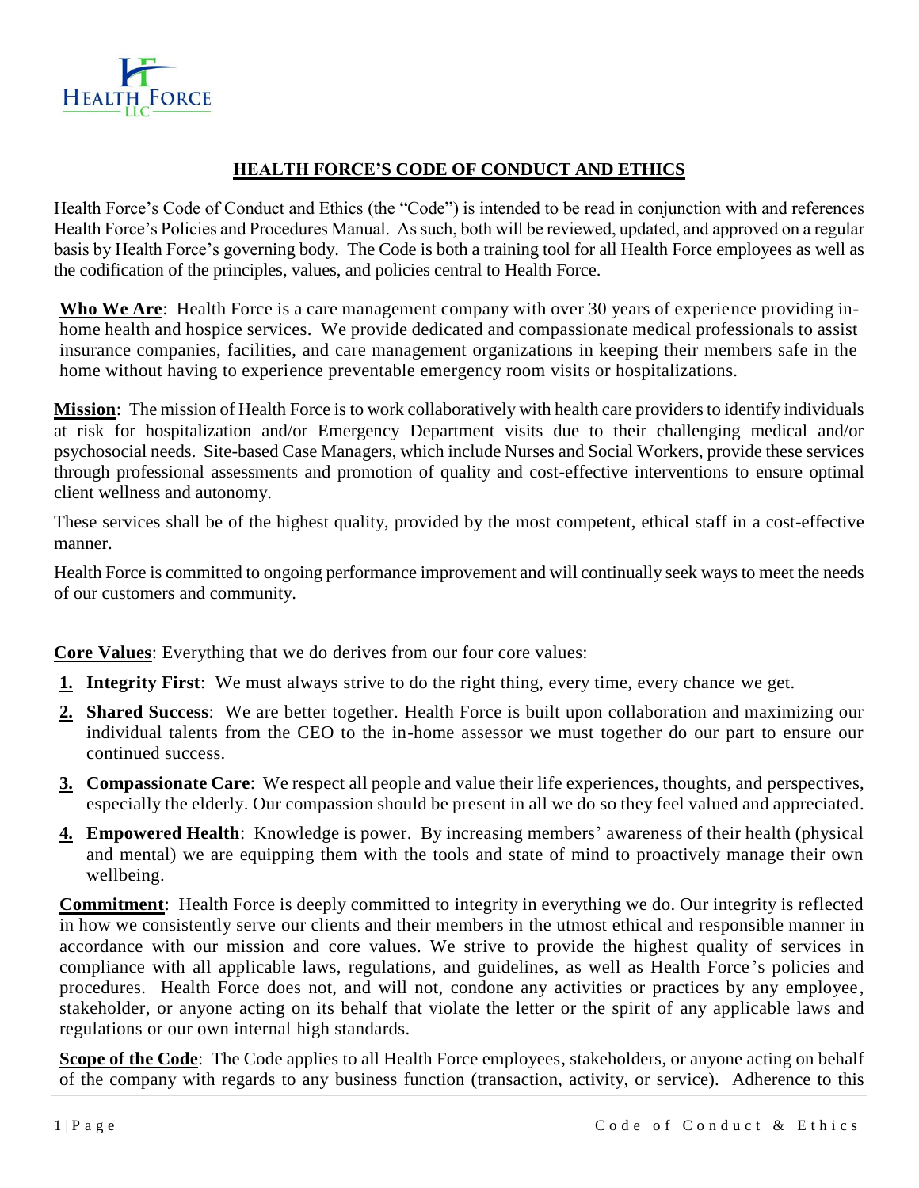# HEALTH FORCE'S CODE OF CONDUCT AND ETHICS

Health Force's Code of Conduct and Ethics (the "Code") is intended to be read in conjunction with and references Health Force's Policies and Procedures Manual. As such, both will be reviewed, updated, and approved on a regular basis by Health Force's governing body. The Code is both a training tool for all Health Force employees as well as the codification of the principles, values, and policies central to Health Force.

**Who We Are**: Health Force is a care management company with over 30 years of experience providing in-home health and hospice services. We provide dedicated and compassionate medical professionals to assist insurance companies, facilities, and care management organizations in keeping their members safe in the home without having to experience preventable emergency room visits or hospitalizations.

**Mission**: The mission of Health Force is to work collaboratively with health care providers to identify individuals at risk for hospitalization and/or Emergency Department visits due to their challenging medical and/or psychosocial needs. Site-based Case Managers, which include Nurses and Social Workers, provide these services through professional assessments and promotion of quality and cost-effective interventions to ensure optimal client wellness and autonomy.

These services shall be of the highest quality, provided by the most competent, ethical staff in a cost-effective manner.

Health Force is committed to ongoing performance improvement and will continually seek ways to meet the needs of our customers and community.

**Core Values**: Everything that we do derives from our four core values:

1. **Integrity First**: We must always strive to do the right thing, every time, every chance we get.
2. **Shared Success**: We are better together. Health Force is built upon collaboration and maximizing our individual talents from the CEO to the in-home assessor we must together do our part to ensure our continued success.
3. **Compassionate Care**: We respect all people and value their life experiences, thoughts, and perspectives, especially the elderly. Our compassion should be present in all we do so they feel valued and appreciated.
4. **Empowered Health**: Knowledge is power. By increasing members' awareness of their health (physical and mental) we are equipping them with the tools and state of mind to proactively manage their own wellbeing.

**Commitment**: Health Force is deeply committed to integrity in everything we do. Our integrity is reflected in how we consistently serve our clients and their members in the utmost ethical and responsible manner in accordance with our mission and core values. We strive to provide the highest quality of services in compliance with all applicable laws, regulations, and guidelines, as well as Health Force's policies and procedures. Health Force does not, and will not, condone any activities or practices by any employee, stakeholder, or anyone acting on its behalf that violate the letter or the spirit of any applicable laws and regulations or our own internal high standards.

**Scope of the Code**: The Code applies to all Health Force employees, stakeholders, or anyone acting on behalf of the company with regards to any business function (transaction, activity, or service). Adherence to this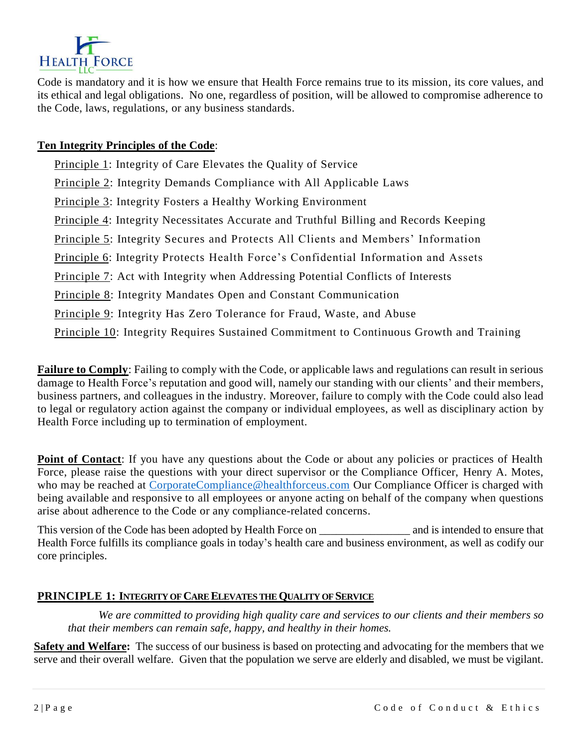Code is mandatory and it is how we ensure that Health Force remains true to its mission, its core values, and its ethical and legal obligations. No one, regardless of position, will be allowed to compromise adherence to the Code, laws, regulations, or any business standards.

**Ten Integrity Principles of the Code**:

- Principle 1: Integrity of Care Elevates the Quality of Service
- Principle 2: Integrity Demands Compliance with All Applicable Laws
- Principle 3: Integrity Fosters a Healthy Working Environment
- Principle 4: Integrity Necessitates Accurate and Truthful Billing and Records Keeping
- Principle 5: Integrity Secures and Protects All Clients and Members' Information
- Principle 6: Integrity Protects Health Force's Confidential Information and Assets
- Principle 7: Act with Integrity when Addressing Potential Conflicts of Interests
- Principle 8: Integrity Mandates Open and Constant Communication
- Principle 9: Integrity Has Zero Tolerance for Fraud, Waste, and Abuse
- Principle 10: Integrity Requires Sustained Commitment to Continuous Growth and Training

**Failure to Comply**: Failing to comply with the Code, or applicable laws and regulations can result in serious damage to Health Force's reputation and good will, namely our standing with our clients' and their members, business partners, and colleagues in the industry. Moreover, failure to comply with the Code could also lead to legal or regulatory action against the company or individual employees, as well as disciplinary action by Health Force including up to termination of employment.

**Point of Contact**: If you have any questions about the Code or about any policies or practices of Health Force, please raise the questions with your direct supervisor or the Compliance Officer, Henry A. Motes, who may be reached at CorporateCompliance@healthforceus.com Our Compliance Officer is charged with being available and responsive to all employees or anyone acting on behalf of the company when questions arise about adherence to the Code or any compliance-related concerns.

This version of the Code has been adopted by Health Force on ________________ and is intended to ensure that Health Force fulfills its compliance goals in today's health care and business environment, as well as codify our core principles.

## PRINCIPLE 1: INTEGRITY OF CARE ELEVATES THE QUALITY OF SERVICE

*We are committed to providing high quality care and services to our clients and their members so that their members can remain safe, happy, and healthy in their homes.*

**Safety and Welfare:** The success of our business is based on protecting and advocating for the members that we serve and their overall welfare. Given that the population we serve are elderly and disabled, we must be vigilant.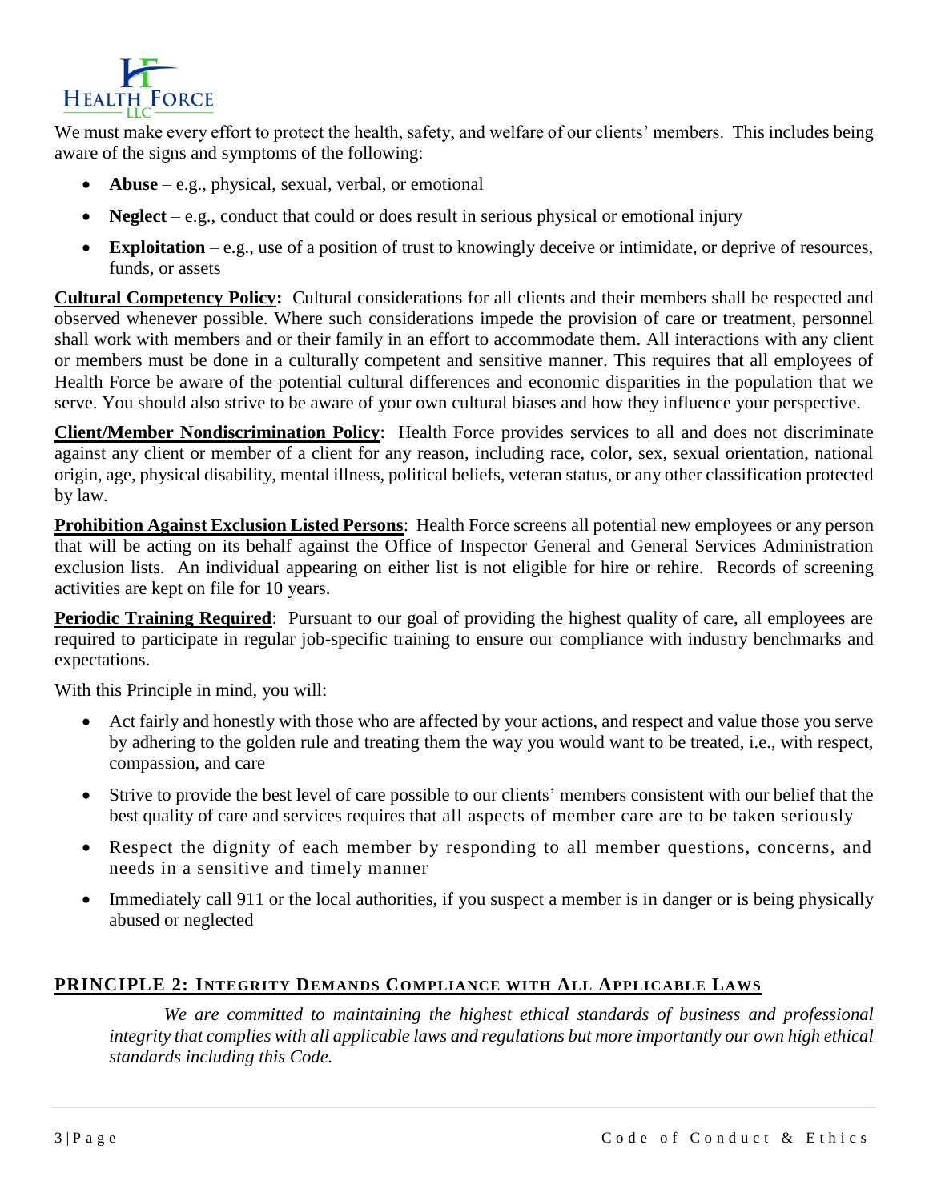We must make every effort to protect the health, safety, and welfare of our clients' members. This includes being aware of the signs and symptoms of the following:

- **Abuse** – e.g., physical, sexual, verbal, or emotional
- **Neglect** – e.g., conduct that could or does result in serious physical or emotional injury
- **Exploitation** – e.g., use of a position of trust to knowingly deceive or intimidate, or deprive of resources, funds, or assets

**Cultural Competency Policy:** Cultural considerations for all clients and their members shall be respected and observed whenever possible. Where such considerations impede the provision of care or treatment, personnel shall work with members and or their family in an effort to accommodate them. All interactions with any client or members must be done in a culturally competent and sensitive manner. This requires that all employees of Health Force be aware of the potential cultural differences and economic disparities in the population that we serve. You should also strive to be aware of your own cultural biases and how they influence your perspective.

**Client/Member Nondiscrimination Policy**: Health Force provides services to all and does not discriminate against any client or member of a client for any reason, including race, color, sex, sexual orientation, national origin, age, physical disability, mental illness, political beliefs, veteran status, or any other classification protected by law.

**Prohibition Against Exclusion Listed Persons**: Health Force screens all potential new employees or any person that will be acting on its behalf against the Office of Inspector General and General Services Administration exclusion lists. An individual appearing on either list is not eligible for hire or rehire. Records of screening activities are kept on file for 10 years.

**Periodic Training Required**: Pursuant to our goal of providing the highest quality of care, all employees are required to participate in regular job-specific training to ensure our compliance with industry benchmarks and expectations.

With this Principle in mind, you will:

- Act fairly and honestly with those who are affected by your actions, and respect and value those you serve by adhering to the golden rule and treating them the way you would want to be treated, i.e., with respect, compassion, and care
- Strive to provide the best level of care possible to our clients' members consistent with our belief that the best quality of care and services requires that all aspects of member care are to be taken seriously
- Respect the dignity of each member by responding to all member questions, concerns, and needs in a sensitive and timely manner
- Immediately call 911 or the local authorities, if you suspect a member is in danger or is being physically abused or neglected

## PRINCIPLE 2: INTEGRITY DEMANDS COMPLIANCE WITH ALL APPLICABLE LAWS

*We are committed to maintaining the highest ethical standards of business and professional integrity that complies with all applicable laws and regulations but more importantly our own high ethical standards including this Code.*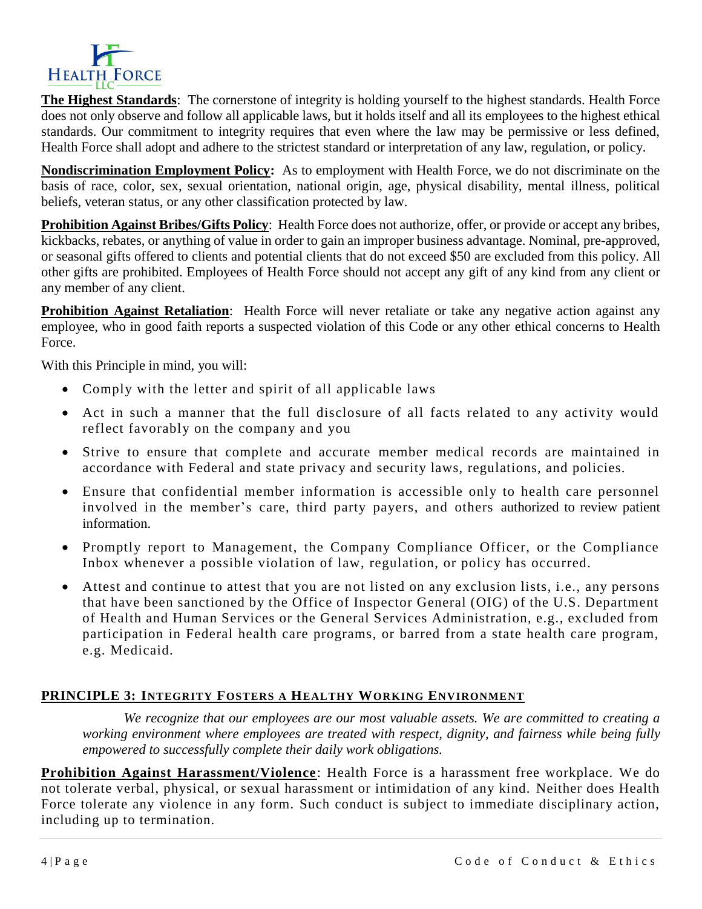**The Highest Standards**: The cornerstone of integrity is holding yourself to the highest standards. Health Force does not only observe and follow all applicable laws, but it holds itself and all its employees to the highest ethical standards. Our commitment to integrity requires that even where the law may be permissive or less defined, Health Force shall adopt and adhere to the strictest standard or interpretation of any law, regulation, or policy.

**Nondiscrimination Employment Policy:** As to employment with Health Force, we do not discriminate on the basis of race, color, sex, sexual orientation, national origin, age, physical disability, mental illness, political beliefs, veteran status, or any other classification protected by law.

**Prohibition Against Bribes/Gifts Policy**: Health Force does not authorize, offer, or provide or accept any bribes, kickbacks, rebates, or anything of value in order to gain an improper business advantage. Nominal, pre-approved, or seasonal gifts offered to clients and potential clients that do not exceed $50 are excluded from this policy. All other gifts are prohibited. Employees of Health Force should not accept any gift of any kind from any client or any member of any client.

**Prohibition Against Retaliation**: Health Force will never retaliate or take any negative action against any employee, who in good faith reports a suspected violation of this Code or any other ethical concerns to Health Force.

With this Principle in mind, you will:

- Comply with the letter and spirit of all applicable laws
- Act in such a manner that the full disclosure of all facts related to any activity would reflect favorably on the company and you
- Strive to ensure that complete and accurate member medical records are maintained in accordance with Federal and state privacy and security laws, regulations, and policies.
- Ensure that confidential member information is accessible only to health care personnel involved in the member's care, third party payers, and others authorized to review patient information.
- Promptly report to Management, the Company Compliance Officer, or the Compliance Inbox whenever a possible violation of law, regulation, or policy has occurred.
- Attest and continue to attest that you are not listed on any exclusion lists, i.e., any persons that have been sanctioned by the Office of Inspector General (OIG) of the U.S. Department of Health and Human Services or the General Services Administration, e.g., excluded from participation in Federal health care programs, or barred from a state health care program, e.g. Medicaid.

## PRINCIPLE 3: INTEGRITY FOSTERS A HEALTHY WORKING ENVIRONMENT

*We recognize that our employees are our most valuable assets. We are committed to creating a working environment where employees are treated with respect, dignity, and fairness while being fully empowered to successfully complete their daily work obligations.*

**Prohibition Against Harassment/Violence**: Health Force is a harassment free workplace. We do not tolerate verbal, physical, or sexual harassment or intimidation of any kind. Neither does Health Force tolerate any violence in any form. Such conduct is subject to immediate disciplinary action, including up to termination.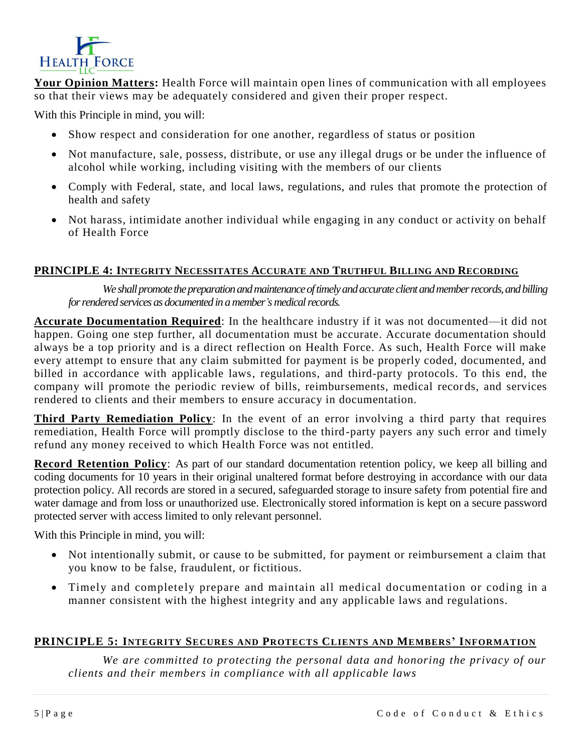**Your Opinion Matters:** Health Force will maintain open lines of communication with all employees so that their views may be adequately considered and given their proper respect.

With this Principle in mind, you will:

- Show respect and consideration for one another, regardless of status or position
- Not manufacture, sale, possess, distribute, or use any illegal drugs or be under the influence of alcohol while working, including visiting with the members of our clients
- Comply with Federal, state, and local laws, regulations, and rules that promote the protection of health and safety
- Not harass, intimidate another individual while engaging in any conduct or activity on behalf of Health Force

## PRINCIPLE 4: INTEGRITY NECESSITATES ACCURATE AND TRUTHFUL BILLING AND RECORDING

*We shall promote the preparation and maintenance of timely and accurate client and member records, and billing for rendered services as documented in a member's medical records.*

**Accurate Documentation Required**: In the healthcare industry if it was not documented—it did not happen. Going one step further, all documentation must be accurate. Accurate documentation should always be a top priority and is a direct reflection on Health Force. As such, Health Force will make every attempt to ensure that any claim submitted for payment is be properly coded, documented, and billed in accordance with applicable laws, regulations, and third-party protocols. To this end, the company will promote the periodic review of bills, reimbursements, medical records, and services rendered to clients and their members to ensure accuracy in documentation.

**Third Party Remediation Policy**: In the event of an error involving a third party that requires remediation, Health Force will promptly disclose to the third-party payers any such error and timely refund any money received to which Health Force was not entitled.

**Record Retention Policy**: As part of our standard documentation retention policy, we keep all billing and coding documents for 10 years in their original unaltered format before destroying in accordance with our data protection policy. All records are stored in a secured, safeguarded storage to insure safety from potential fire and water damage and from loss or unauthorized use. Electronically stored information is kept on a secure password protected server with access limited to only relevant personnel.

With this Principle in mind, you will:

- Not intentionally submit, or cause to be submitted, for payment or reimbursement a claim that you know to be false, fraudulent, or fictitious.
- Timely and completely prepare and maintain all medical documentation or coding in a manner consistent with the highest integrity and any applicable laws and regulations.

## PRINCIPLE 5: INTEGRITY SECURES AND PROTECTS CLIENTS AND MEMBERS' INFORMATION

*We are committed to protecting the personal data and honoring the privacy of our clients and their members in compliance with all applicable laws*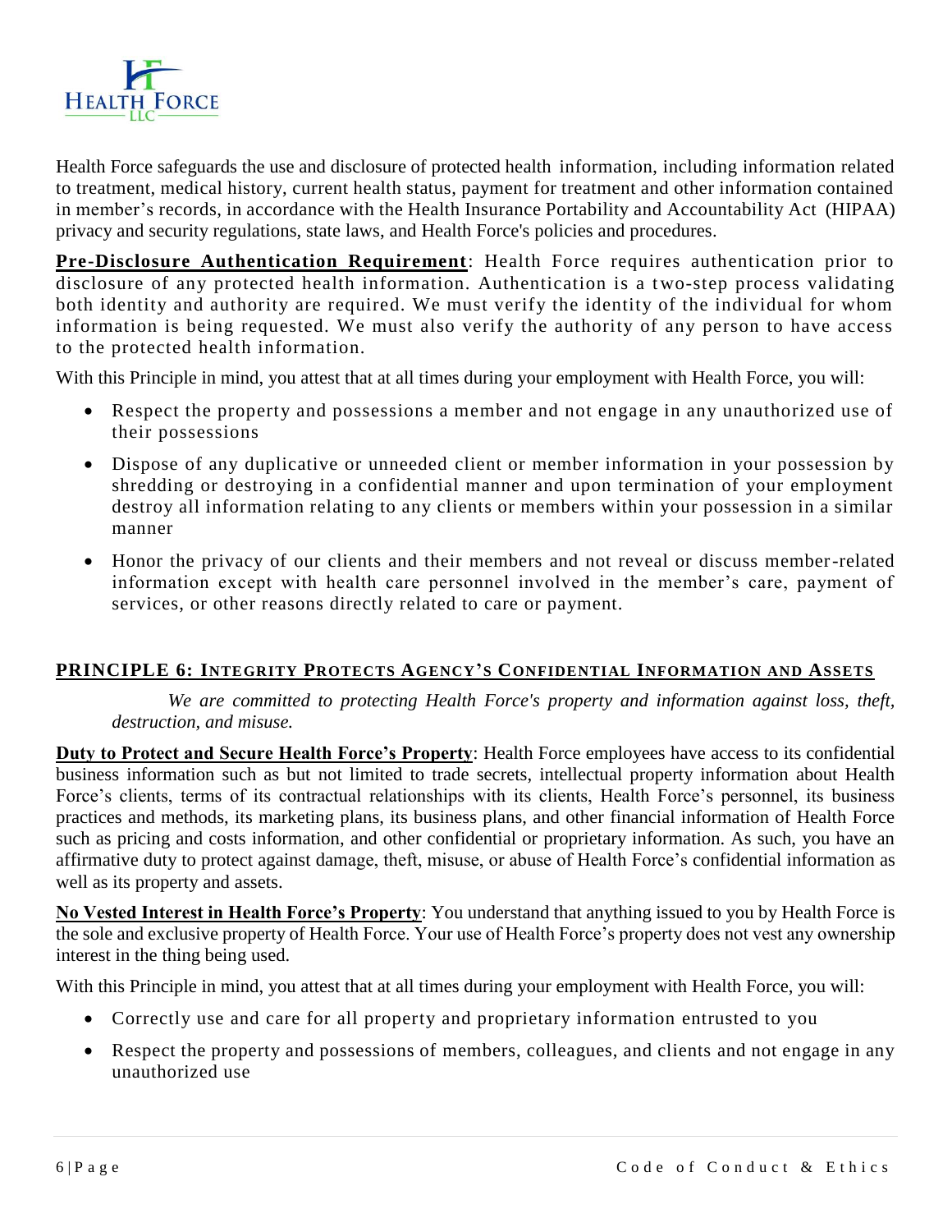Health Force safeguards the use and disclosure of protected health information, including information related to treatment, medical history, current health status, payment for treatment and other information contained in member's records, in accordance with the Health Insurance Portability and Accountability Act (HIPAA) privacy and security regulations, state laws, and Health Force's policies and procedures.

**Pre-Disclosure Authentication Requirement**: Health Force requires authentication prior to disclosure of any protected health information. Authentication is a two-step process validating both identity and authority are required. We must verify the identity of the individual for whom information is being requested. We must also verify the authority of any person to have access to the protected health information.

With this Principle in mind, you attest that at all times during your employment with Health Force, you will:

- Respect the property and possessions a member and not engage in any unauthorized use of their possessions
- Dispose of any duplicative or unneeded client or member information in your possession by shredding or destroying in a confidential manner and upon termination of your employment destroy all information relating to any clients or members within your possession in a similar manner
- Honor the privacy of our clients and their members and not reveal or discuss member-related information except with health care personnel involved in the member's care, payment of services, or other reasons directly related to care or payment.

## PRINCIPLE 6: INTEGRITY PROTECTS AGENCY'S CONFIDENTIAL INFORMATION AND ASSETS

*We are committed to protecting Health Force's property and information against loss, theft, destruction, and misuse.*

**Duty to Protect and Secure Health Force's Property**: Health Force employees have access to its confidential business information such as but not limited to trade secrets, intellectual property information about Health Force's clients, terms of its contractual relationships with its clients, Health Force's personnel, its business practices and methods, its marketing plans, its business plans, and other financial information of Health Force such as pricing and costs information, and other confidential or proprietary information. As such, you have an affirmative duty to protect against damage, theft, misuse, or abuse of Health Force's confidential information as well as its property and assets.

**No Vested Interest in Health Force's Property**: You understand that anything issued to you by Health Force is the sole and exclusive property of Health Force. Your use of Health Force's property does not vest any ownership interest in the thing being used.

With this Principle in mind, you attest that at all times during your employment with Health Force, you will:

- Correctly use and care for all property and proprietary information entrusted to you
- Respect the property and possessions of members, colleagues, and clients and not engage in any unauthorized use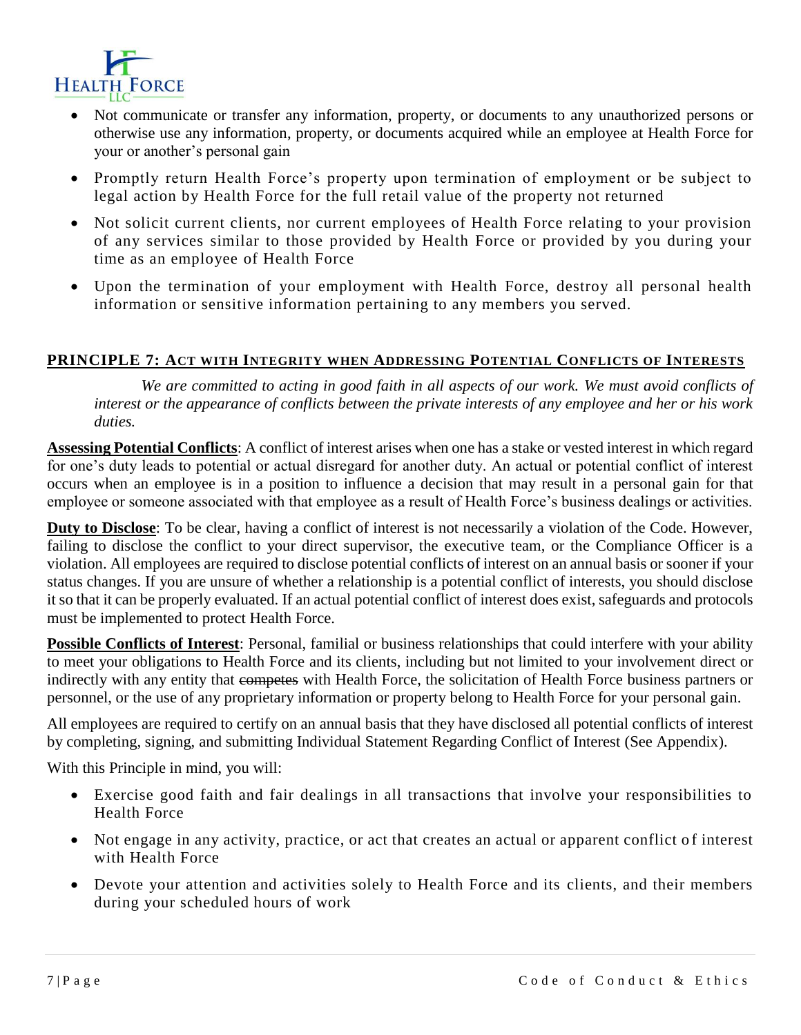- Not communicate or transfer any information, property, or documents to any unauthorized persons or otherwise use any information, property, or documents acquired while an employee at Health Force for your or another's personal gain
- Promptly return Health Force's property upon termination of employment or be subject to legal action by Health Force for the full retail value of the property not returned
- Not solicit current clients, nor current employees of Health Force relating to your provision of any services similar to those provided by Health Force or provided by you during your time as an employee of Health Force
- Upon the termination of your employment with Health Force, destroy all personal health information or sensitive information pertaining to any members you served.

## PRINCIPLE 7: ACT WITH INTEGRITY WHEN ADDRESSING POTENTIAL CONFLICTS OF INTERESTS

*We are committed to acting in good faith in all aspects of our work. We must avoid conflicts of interest or the appearance of conflicts between the private interests of any employee and her or his work duties.*

**Assessing Potential Conflicts**: A conflict of interest arises when one has a stake or vested interest in which regard for one's duty leads to potential or actual disregard for another duty. An actual or potential conflict of interest occurs when an employee is in a position to influence a decision that may result in a personal gain for that employee or someone associated with that employee as a result of Health Force's business dealings or activities.

**Duty to Disclose**: To be clear, having a conflict of interest is not necessarily a violation of the Code. However, failing to disclose the conflict to your direct supervisor, the executive team, or the Compliance Officer is a violation. All employees are required to disclose potential conflicts of interest on an annual basis or sooner if your status changes. If you are unsure of whether a relationship is a potential conflict of interests, you should disclose it so that it can be properly evaluated. If an actual potential conflict of interest does exist, safeguards and protocols must be implemented to protect Health Force.

**Possible Conflicts of Interest**: Personal, familial or business relationships that could interfere with your ability to meet your obligations to Health Force and its clients, including but not limited to your involvement direct or indirectly with any entity that ~~competes~~ with Health Force, the solicitation of Health Force business partners or personnel, or the use of any proprietary information or property belong to Health Force for your personal gain.

All employees are required to certify on an annual basis that they have disclosed all potential conflicts of interest by completing, signing, and submitting Individual Statement Regarding Conflict of Interest (See Appendix).

With this Principle in mind, you will:

- Exercise good faith and fair dealings in all transactions that involve your responsibilities to Health Force
- Not engage in any activity, practice, or act that creates an actual or apparent conflict of interest with Health Force
- Devote your attention and activities solely to Health Force and its clients, and their members during your scheduled hours of work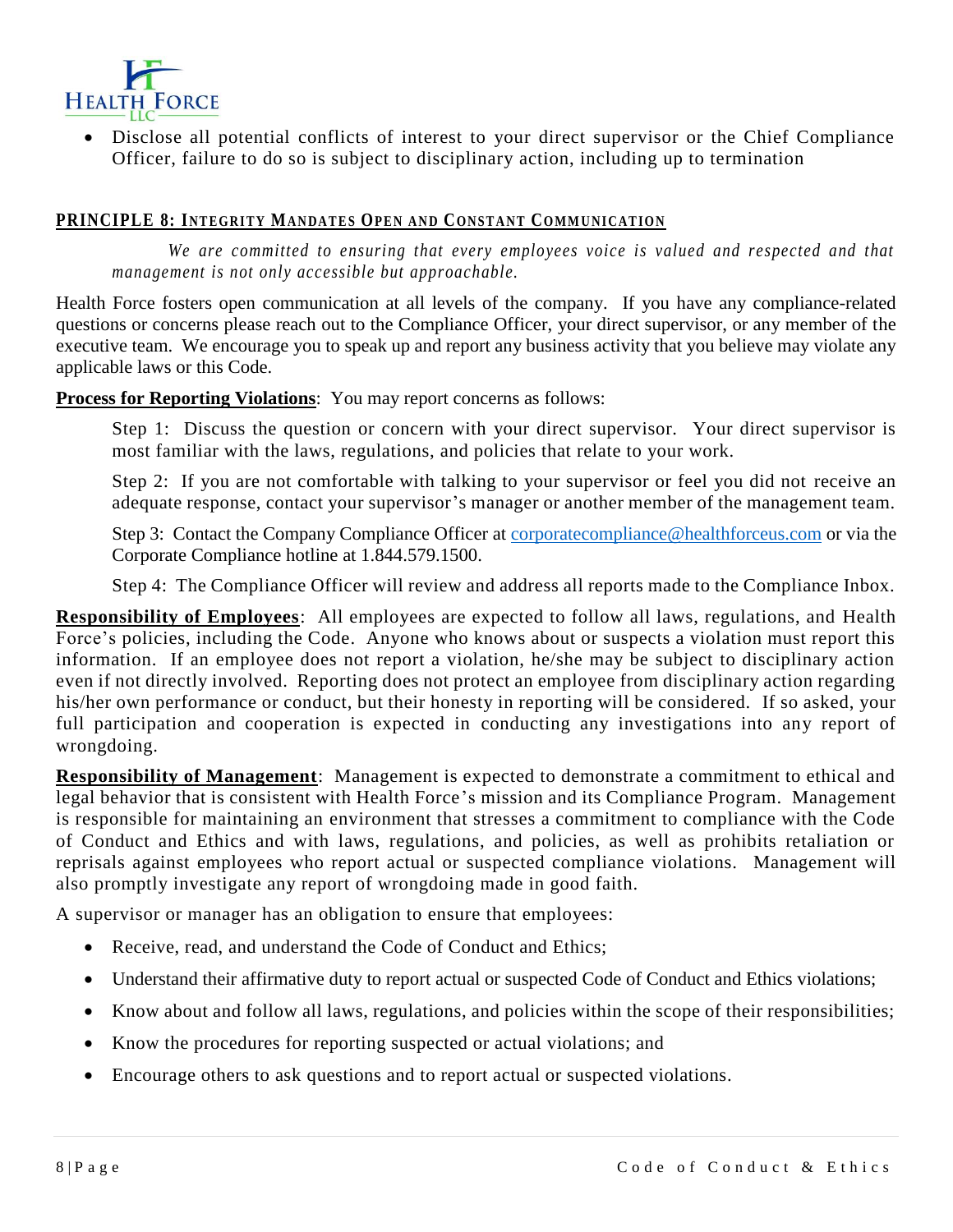- Disclose all potential conflicts of interest to your direct supervisor or the Chief Compliance Officer, failure to do so is subject to disciplinary action, including up to termination

## PRINCIPLE 8: INTEGRITY MANDATES OPEN AND CONSTANT COMMUNICATION

*We are committed to ensuring that every employees voice is valued and respected and that management is not only accessible but approachable.*

Health Force fosters open communication at all levels of the company. If you have any compliance-related questions or concerns please reach out to the Compliance Officer, your direct supervisor, or any member of the executive team. We encourage you to speak up and report any business activity that you believe may violate any applicable laws or this Code.

**Process for Reporting Violations**: You may report concerns as follows:

Step 1: Discuss the question or concern with your direct supervisor. Your direct supervisor is most familiar with the laws, regulations, and policies that relate to your work.

Step 2: If you are not comfortable with talking to your supervisor or feel you did not receive an adequate response, contact your supervisor's manager or another member of the management team.

Step 3: Contact the Company Compliance Officer at corporatecompliance@healthforceus.com or via the Corporate Compliance hotline at 1.844.579.1500.

Step 4: The Compliance Officer will review and address all reports made to the Compliance Inbox.

**Responsibility of Employees**: All employees are expected to follow all laws, regulations, and Health Force's policies, including the Code. Anyone who knows about or suspects a violation must report this information. If an employee does not report a violation, he/she may be subject to disciplinary action even if not directly involved. Reporting does not protect an employee from disciplinary action regarding his/her own performance or conduct, but their honesty in reporting will be considered. If so asked, your full participation and cooperation is expected in conducting any investigations into any report of wrongdoing.

**Responsibility of Management**: Management is expected to demonstrate a commitment to ethical and legal behavior that is consistent with Health Force's mission and its Compliance Program. Management is responsible for maintaining an environment that stresses a commitment to compliance with the Code of Conduct and Ethics and with laws, regulations, and policies, as well as prohibits retaliation or reprisals against employees who report actual or suspected compliance violations. Management will also promptly investigate any report of wrongdoing made in good faith.

A supervisor or manager has an obligation to ensure that employees:

- Receive, read, and understand the Code of Conduct and Ethics;
- Understand their affirmative duty to report actual or suspected Code of Conduct and Ethics violations;
- Know about and follow all laws, regulations, and policies within the scope of their responsibilities;
- Know the procedures for reporting suspected or actual violations; and
- Encourage others to ask questions and to report actual or suspected violations.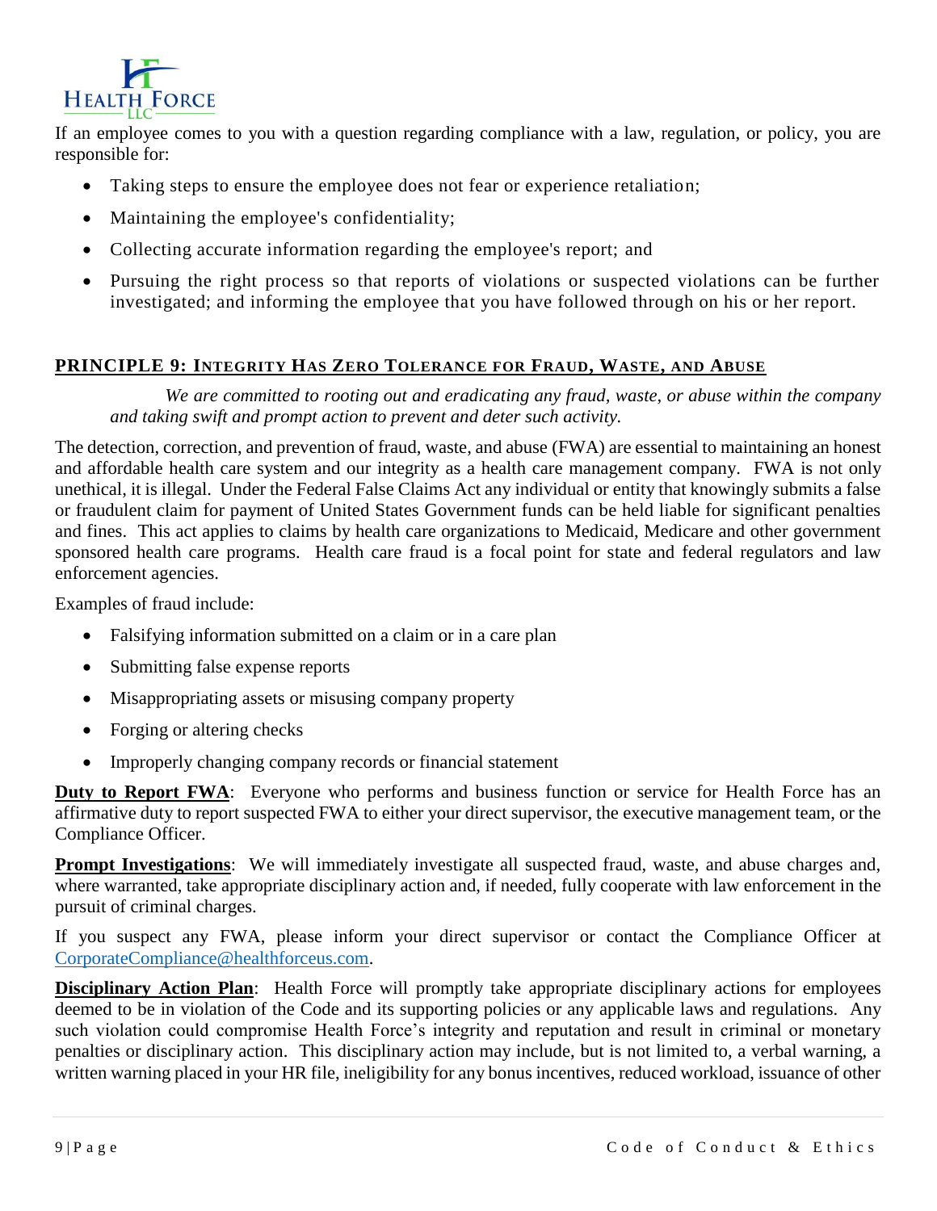If an employee comes to you with a question regarding compliance with a law, regulation, or policy, you are responsible for:

- Taking steps to ensure the employee does not fear or experience retaliation;
- Maintaining the employee's confidentiality;
- Collecting accurate information regarding the employee's report; and
- Pursuing the right process so that reports of violations or suspected violations can be further investigated; and informing the employee that you have followed through on his or her report.

## PRINCIPLE 9: INTEGRITY HAS ZERO TOLERANCE FOR FRAUD, WASTE, AND ABUSE

*We are committed to rooting out and eradicating any fraud, waste, or abuse within the company and taking swift and prompt action to prevent and deter such activity.*

The detection, correction, and prevention of fraud, waste, and abuse (FWA) are essential to maintaining an honest and affordable health care system and our integrity as a health care management company. FWA is not only unethical, it is illegal. Under the Federal False Claims Act any individual or entity that knowingly submits a false or fraudulent claim for payment of United States Government funds can be held liable for significant penalties and fines. This act applies to claims by health care organizations to Medicaid, Medicare and other government sponsored health care programs. Health care fraud is a focal point for state and federal regulators and law enforcement agencies.

Examples of fraud include:

- Falsifying information submitted on a claim or in a care plan
- Submitting false expense reports
- Misappropriating assets or misusing company property
- Forging or altering checks
- Improperly changing company records or financial statement

**Duty to Report FWA**: Everyone who performs and business function or service for Health Force has an affirmative duty to report suspected FWA to either your direct supervisor, the executive management team, or the Compliance Officer.

**Prompt Investigations**: We will immediately investigate all suspected fraud, waste, and abuse charges and, where warranted, take appropriate disciplinary action and, if needed, fully cooperate with law enforcement in the pursuit of criminal charges.

If you suspect any FWA, please inform your direct supervisor or contact the Compliance Officer at CorporateCompliance@healthforceus.com.

**Disciplinary Action Plan**: Health Force will promptly take appropriate disciplinary actions for employees deemed to be in violation of the Code and its supporting policies or any applicable laws and regulations. Any such violation could compromise Health Force's integrity and reputation and result in criminal or monetary penalties or disciplinary action. This disciplinary action may include, but is not limited to, a verbal warning, a written warning placed in your HR file, ineligibility for any bonus incentives, reduced workload, issuance of other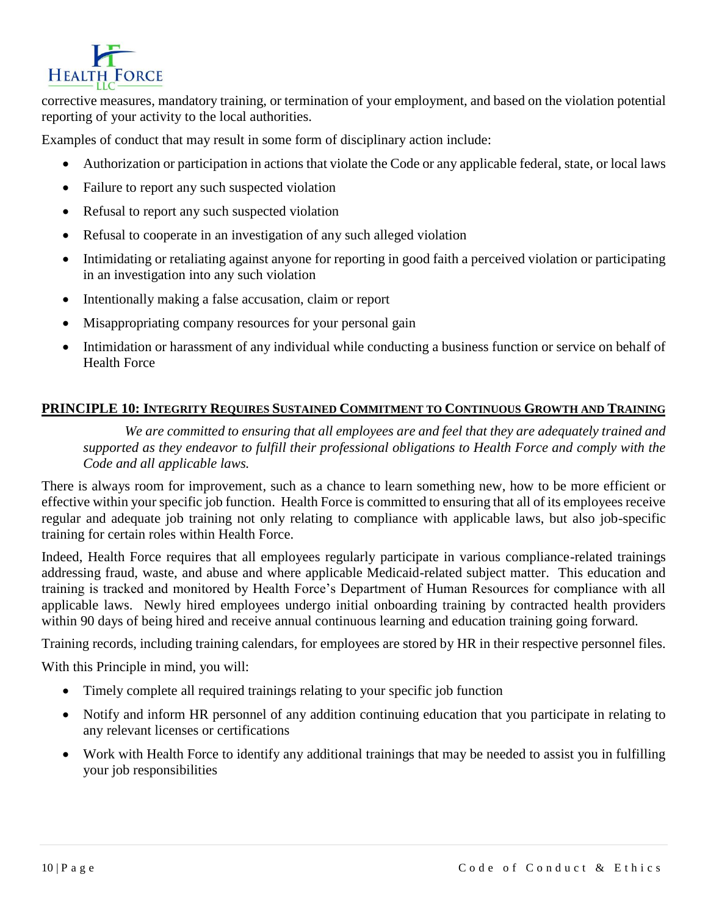corrective measures, mandatory training, or termination of your employment, and based on the violation potential reporting of your activity to the local authorities.

Examples of conduct that may result in some form of disciplinary action include:

- Authorization or participation in actions that violate the Code or any applicable federal, state, or local laws
- Failure to report any such suspected violation
- Refusal to report any such suspected violation
- Refusal to cooperate in an investigation of any such alleged violation
- Intimidating or retaliating against anyone for reporting in good faith a perceived violation or participating in an investigation into any such violation
- Intentionally making a false accusation, claim or report
- Misappropriating company resources for your personal gain
- Intimidation or harassment of any individual while conducting a business function or service on behalf of Health Force

## PRINCIPLE 10: INTEGRITY REQUIRES SUSTAINED COMMITMENT TO CONTINUOUS GROWTH AND TRAINING

*We are committed to ensuring that all employees are and feel that they are adequately trained and supported as they endeavor to fulfill their professional obligations to Health Force and comply with the Code and all applicable laws.*

There is always room for improvement, such as a chance to learn something new, how to be more efficient or effective within your specific job function. Health Force is committed to ensuring that all of its employees receive regular and adequate job training not only relating to compliance with applicable laws, but also job-specific training for certain roles within Health Force.

Indeed, Health Force requires that all employees regularly participate in various compliance-related trainings addressing fraud, waste, and abuse and where applicable Medicaid-related subject matter. This education and training is tracked and monitored by Health Force's Department of Human Resources for compliance with all applicable laws. Newly hired employees undergo initial onboarding training by contracted health providers within 90 days of being hired and receive annual continuous learning and education training going forward.

Training records, including training calendars, for employees are stored by HR in their respective personnel files.

With this Principle in mind, you will:

- Timely complete all required trainings relating to your specific job function
- Notify and inform HR personnel of any addition continuing education that you participate in relating to any relevant licenses or certifications
- Work with Health Force to identify any additional trainings that may be needed to assist you in fulfilling your job responsibilities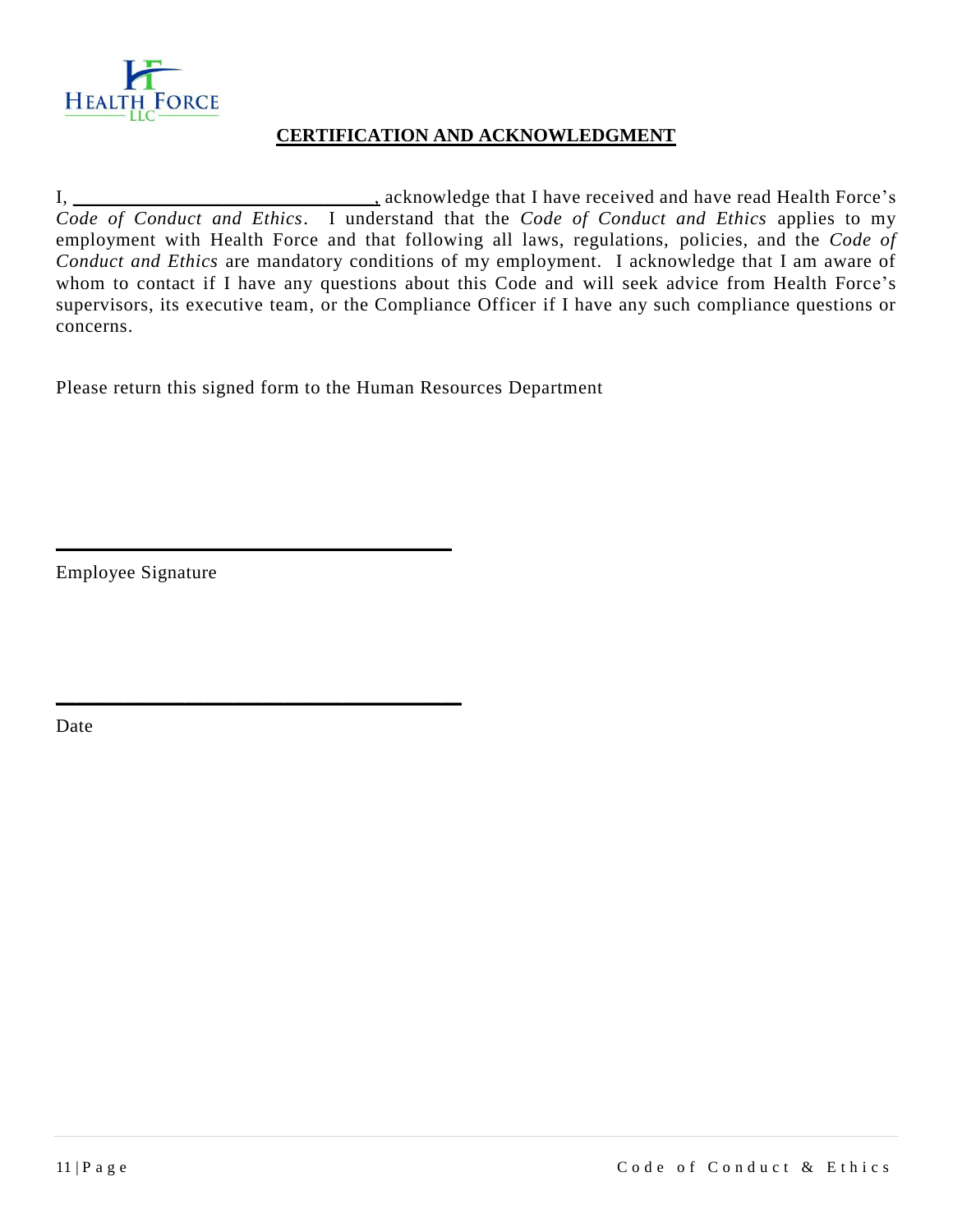**CERTIFICATION AND ACKNOWLEDGMENT**

I, _______________________________, acknowledge that I have received and have read Health Force's *Code of Conduct and Ethics*. I understand that the *Code of Conduct and Ethics* applies to my employment with Health Force and that following all laws, regulations, policies, and the *Code of Conduct and Ethics* are mandatory conditions of my employment. I acknowledge that I am aware of whom to contact if I have any questions about this Code and will seek advice from Health Force's supervisors, its executive team, or the Compliance Officer if I have any such compliance questions or concerns.

Please return this signed form to the Human Resources Department

_______________________________________

Employee Signature

_______________________________________

Date